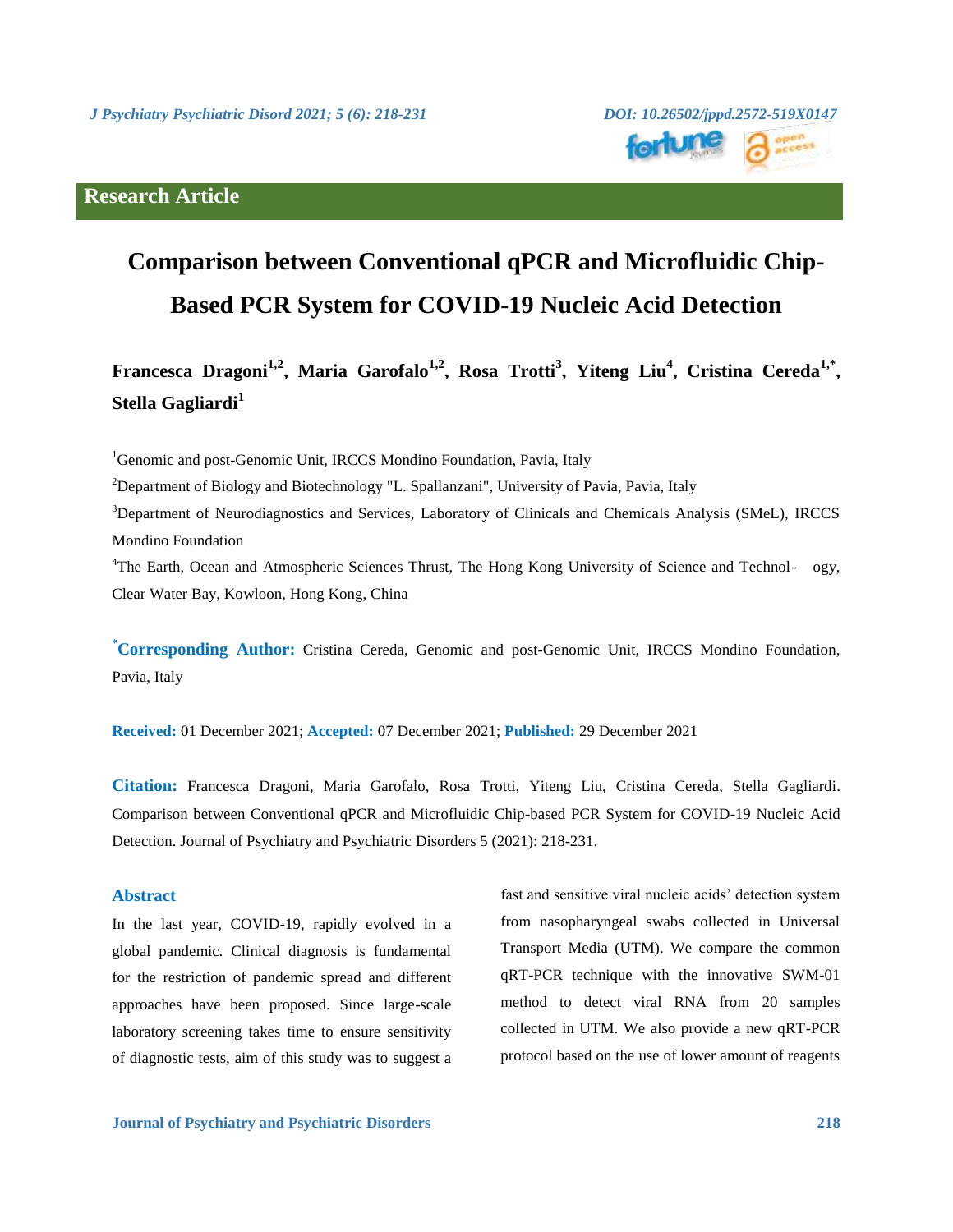Research Article

# Comparison between Conventional qPCR and Microfluidic Chip-Based PCR System for COVID-19 Nucleic Acid Detection

**Francesca Dragoni[1,2], Maria Garofalo[1,2], Rosa Trotti[3], Yiteng Liu[4], Cristina Cereda[1,*], Stella Gagliardi[1]**

[1]Genomic and post-Genomic Unit, IRCCS Mondino Foundation, Pavia, Italy

[2]Department of Biology and Biotechnology "L. Spallanzani", University of Pavia, Pavia, Italy

[3]Department of Neurodiagnostics and Services, Laboratory of Clinicals and Chemicals Analysis (SMeL), IRCCS Mondino Foundation

[4]The Earth, Ocean and Atmospheric Sciences Thrust, The Hong Kong University of Science and Technology, Clear Water Bay, Kowloon, Hong Kong, China

**[*]Corresponding Author:** Cristina Cereda, Genomic and post-Genomic Unit, IRCCS Mondino Foundation, Pavia, Italy

**Received:** 01 December 2021; **Accepted:** 07 December 2021; **Published:** 29 December 2021

**Citation:** Francesca Dragoni, Maria Garofalo, Rosa Trotti, Yiteng Liu, Cristina Cereda, Stella Gagliardi. Comparison between Conventional qPCR and Microfluidic Chip-based PCR System for COVID-19 Nucleic Acid Detection. Journal of Psychiatry and Psychiatric Disorders 5 (2021): 218-231.

## Abstract

In the last year, COVID-19, rapidly evolved in a global pandemic. Clinical diagnosis is fundamental for the restriction of pandemic spread and different approaches have been proposed. Since large-scale laboratory screening takes time to ensure sensitivity of diagnostic tests, aim of this study was to suggest a fast and sensitive viral nucleic acids' detection system from nasopharyngeal swabs collected in Universal Transport Media (UTM). We compare the common qRT-PCR technique with the innovative SWM-01 method to detect viral RNA from 20 samples collected in UTM. We also provide a new qRT-PCR protocol based on the use of lower amount of reagents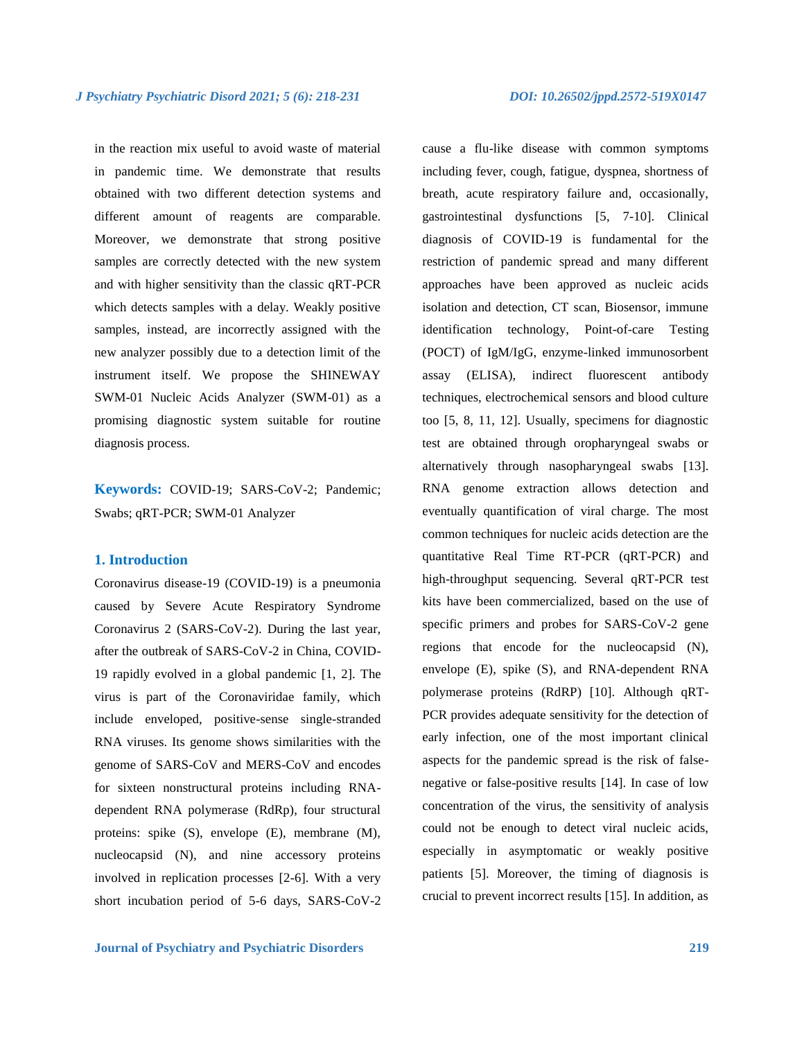in the reaction mix useful to avoid waste of material in pandemic time. We demonstrate that results obtained with two different detection systems and different amount of reagents are comparable. Moreover, we demonstrate that strong positive samples are correctly detected with the new system and with higher sensitivity than the classic qRT-PCR which detects samples with a delay. Weakly positive samples, instead, are incorrectly assigned with the new analyzer possibly due to a detection limit of the instrument itself. We propose the SHINEWAY SWM-01 Nucleic Acids Analyzer (SWM-01) as a promising diagnostic system suitable for routine diagnosis process.

**Keywords:** COVID-19; SARS-CoV-2; Pandemic; Swabs; qRT-PCR; SWM-01 Analyzer

## 1. Introduction

Coronavirus disease-19 (COVID-19) is a pneumonia caused by Severe Acute Respiratory Syndrome Coronavirus 2 (SARS-CoV-2). During the last year, after the outbreak of SARS-CoV-2 in China, COVID-19 rapidly evolved in a global pandemic [1, 2]. The virus is part of the Coronaviridae family, which include enveloped, positive-sense single-stranded RNA viruses. Its genome shows similarities with the genome of SARS-CoV and MERS-CoV and encodes for sixteen nonstructural proteins including RNA-dependent RNA polymerase (RdRp), four structural proteins: spike (S), envelope (E), membrane (M), nucleocapsid (N), and nine accessory proteins involved in replication processes [2-6]. With a very short incubation period of 5-6 days, SARS-CoV-2 cause a flu-like disease with common symptoms including fever, cough, fatigue, dyspnea, shortness of breath, acute respiratory failure and, occasionally, gastrointestinal dysfunctions [5, 7-10]. Clinical diagnosis of COVID-19 is fundamental for the restriction of pandemic spread and many different approaches have been approved as nucleic acids isolation and detection, CT scan, Biosensor, immune identification technology, Point-of-care Testing (POCT) of IgM/IgG, enzyme-linked immunosorbent assay (ELISA), indirect fluorescent antibody techniques, electrochemical sensors and blood culture too [5, 8, 11, 12]. Usually, specimens for diagnostic test are obtained through oropharyngeal swabs or alternatively through nasopharyngeal swabs [13]. RNA genome extraction allows detection and eventually quantification of viral charge. The most common techniques for nucleic acids detection are the quantitative Real Time RT-PCR (qRT-PCR) and high-throughput sequencing. Several qRT-PCR test kits have been commercialized, based on the use of specific primers and probes for SARS-CoV-2 gene regions that encode for the nucleocapsid (N), envelope (E), spike (S), and RNA-dependent RNA polymerase proteins (RdRP) [10]. Although qRT-PCR provides adequate sensitivity for the detection of early infection, one of the most important clinical aspects for the pandemic spread is the risk of false-negative or false-positive results [14]. In case of low concentration of the virus, the sensitivity of analysis could not be enough to detect viral nucleic acids, especially in asymptomatic or weakly positive patients [5]. Moreover, the timing of diagnosis is crucial to prevent incorrect results [15]. In addition, as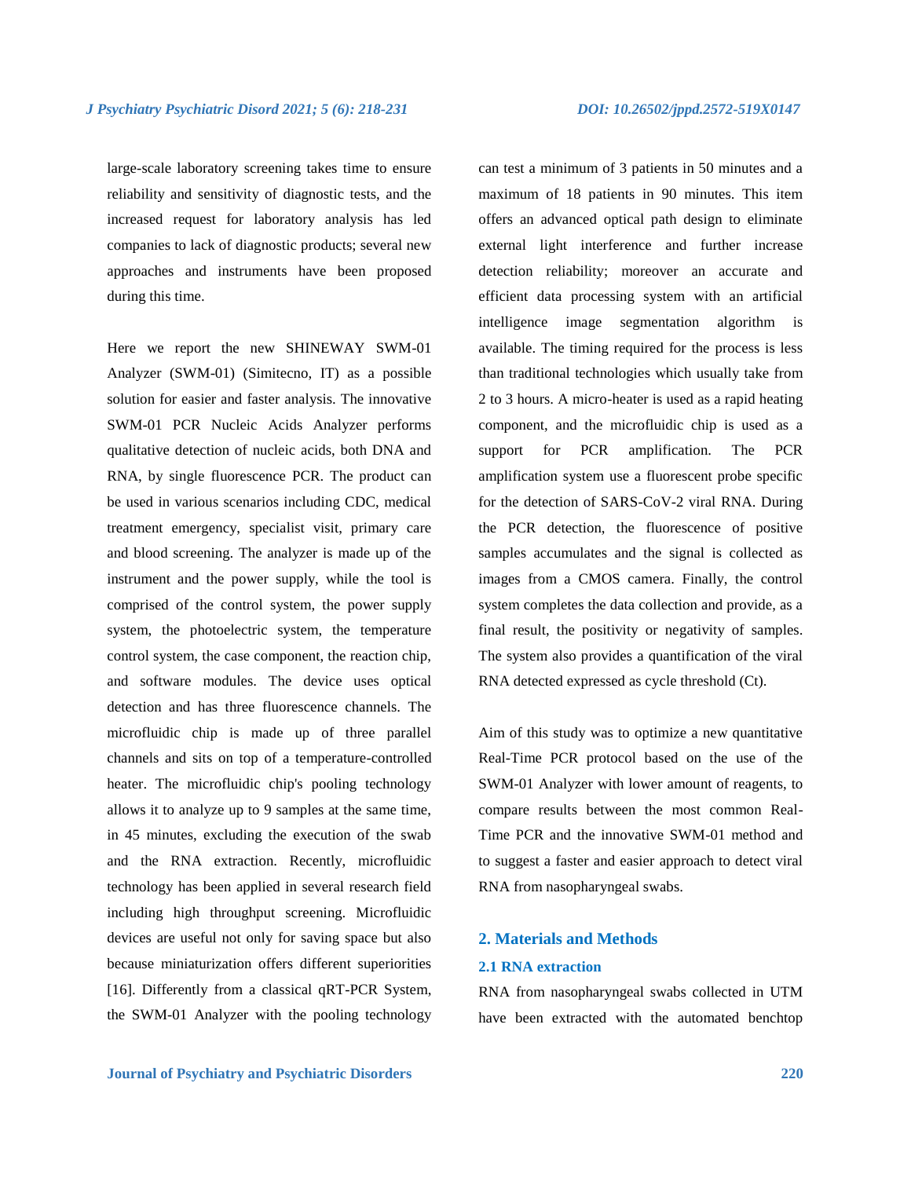large-scale laboratory screening takes time to ensure reliability and sensitivity of diagnostic tests, and the increased request for laboratory analysis has led companies to lack of diagnostic products; several new approaches and instruments have been proposed during this time.

Here we report the new SHINEWAY SWM-01 Analyzer (SWM-01) (Simitecno, IT) as a possible solution for easier and faster analysis. The innovative SWM-01 PCR Nucleic Acids Analyzer performs qualitative detection of nucleic acids, both DNA and RNA, by single fluorescence PCR. The product can be used in various scenarios including CDC, medical treatment emergency, specialist visit, primary care and blood screening. The analyzer is made up of the instrument and the power supply, while the tool is comprised of the control system, the power supply system, the photoelectric system, the temperature control system, the case component, the reaction chip, and software modules. The device uses optical detection and has three fluorescence channels. The microfluidic chip is made up of three parallel channels and sits on top of a temperature-controlled heater. The microfluidic chip's pooling technology allows it to analyze up to 9 samples at the same time, in 45 minutes, excluding the execution of the swab and the RNA extraction. Recently, microfluidic technology has been applied in several research field including high throughput screening. Microfluidic devices are useful not only for saving space but also because miniaturization offers different superiorities [16]. Differently from a classical qRT-PCR System, the SWM-01 Analyzer with the pooling technology can test a minimum of 3 patients in 50 minutes and a maximum of 18 patients in 90 minutes. This item offers an advanced optical path design to eliminate external light interference and further increase detection reliability; moreover an accurate and efficient data processing system with an artificial intelligence image segmentation algorithm is available. The timing required for the process is less than traditional technologies which usually take from 2 to 3 hours. A micro-heater is used as a rapid heating component, and the microfluidic chip is used as a support for PCR amplification. The PCR amplification system use a fluorescent probe specific for the detection of SARS-CoV-2 viral RNA. During the PCR detection, the fluorescence of positive samples accumulates and the signal is collected as images from a CMOS camera. Finally, the control system completes the data collection and provide, as a final result, the positivity or negativity of samples. The system also provides a quantification of the viral RNA detected expressed as cycle threshold (Ct).

Aim of this study was to optimize a new quantitative Real-Time PCR protocol based on the use of the SWM-01 Analyzer with lower amount of reagents, to compare results between the most common Real-Time PCR and the innovative SWM-01 method and to suggest a faster and easier approach to detect viral RNA from nasopharyngeal swabs.

## 2. Materials and Methods

### 2.1 RNA extraction

RNA from nasopharyngeal swabs collected in UTM have been extracted with the automated benchtop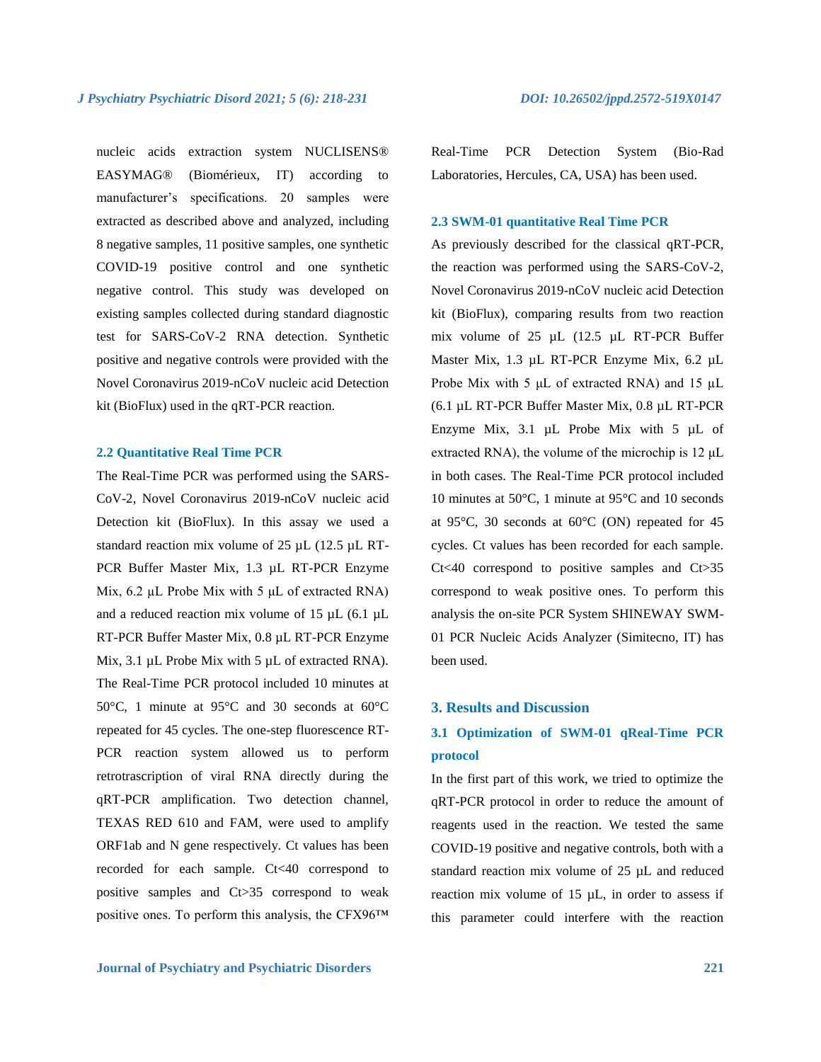nucleic acids extraction system NUCLISENS® EASYMAG® (Biomérieux, IT) according to manufacturer's specifications. 20 samples were extracted as described above and analyzed, including 8 negative samples, 11 positive samples, one synthetic COVID-19 positive control and one synthetic negative control. This study was developed on existing samples collected during standard diagnostic test for SARS-CoV-2 RNA detection. Synthetic positive and negative controls were provided with the Novel Coronavirus 2019-nCoV nucleic acid Detection kit (BioFlux) used in the qRT-PCR reaction.

### 2.2 Quantitative Real Time PCR

The Real-Time PCR was performed using the SARS-CoV-2, Novel Coronavirus 2019-nCoV nucleic acid Detection kit (BioFlux). In this assay we used a standard reaction mix volume of 25 µL (12.5 µL RT-PCR Buffer Master Mix, 1.3 µL RT-PCR Enzyme Mix, 6.2 µL Probe Mix with 5 µL of extracted RNA) and a reduced reaction mix volume of 15 µL (6.1 µL RT-PCR Buffer Master Mix, 0.8 µL RT-PCR Enzyme Mix, 3.1 µL Probe Mix with 5 µL of extracted RNA). The Real-Time PCR protocol included 10 minutes at 50°C, 1 minute at 95°C and 30 seconds at 60°C repeated for 45 cycles. The one-step fluorescence RT-PCR reaction system allowed us to perform retrotrascription of viral RNA directly during the qRT-PCR amplification. Two detection channel, TEXAS RED 610 and FAM, were used to amplify ORF1ab and N gene respectively. Ct values has been recorded for each sample. Ct<40 correspond to positive samples and Ct>35 correspond to weak positive ones. To perform this analysis, the CFX96™ Real-Time PCR Detection System (Bio-Rad Laboratories, Hercules, CA, USA) has been used.

### 2.3 SWM-01 quantitative Real Time PCR

As previously described for the classical qRT-PCR, the reaction was performed using the SARS-CoV-2, Novel Coronavirus 2019-nCoV nucleic acid Detection kit (BioFlux), comparing results from two reaction mix volume of 25 µL (12.5 µL RT-PCR Buffer Master Mix, 1.3 µL RT-PCR Enzyme Mix, 6.2 µL Probe Mix with 5 µL of extracted RNA) and 15 µL (6.1 µL RT-PCR Buffer Master Mix, 0.8 µL RT-PCR Enzyme Mix, 3.1 µL Probe Mix with 5 µL of extracted RNA), the volume of the microchip is 12 µL in both cases. The Real-Time PCR protocol included 10 minutes at 50°C, 1 minute at 95°C and 10 seconds at 95°C, 30 seconds at 60°C (ON) repeated for 45 cycles. Ct values has been recorded for each sample. Ct<40 correspond to positive samples and Ct>35 correspond to weak positive ones. To perform this analysis the on-site PCR System SHINEWAY SWM-01 PCR Nucleic Acids Analyzer (Simitecno, IT) has been used.

## 3. Results and Discussion

### 3.1 Optimization of SWM-01 qReal-Time PCR protocol

In the first part of this work, we tried to optimize the qRT-PCR protocol in order to reduce the amount of reagents used in the reaction. We tested the same COVID-19 positive and negative controls, both with a standard reaction mix volume of 25 µL and reduced reaction mix volume of 15 µL, in order to assess if this parameter could interfere with the reaction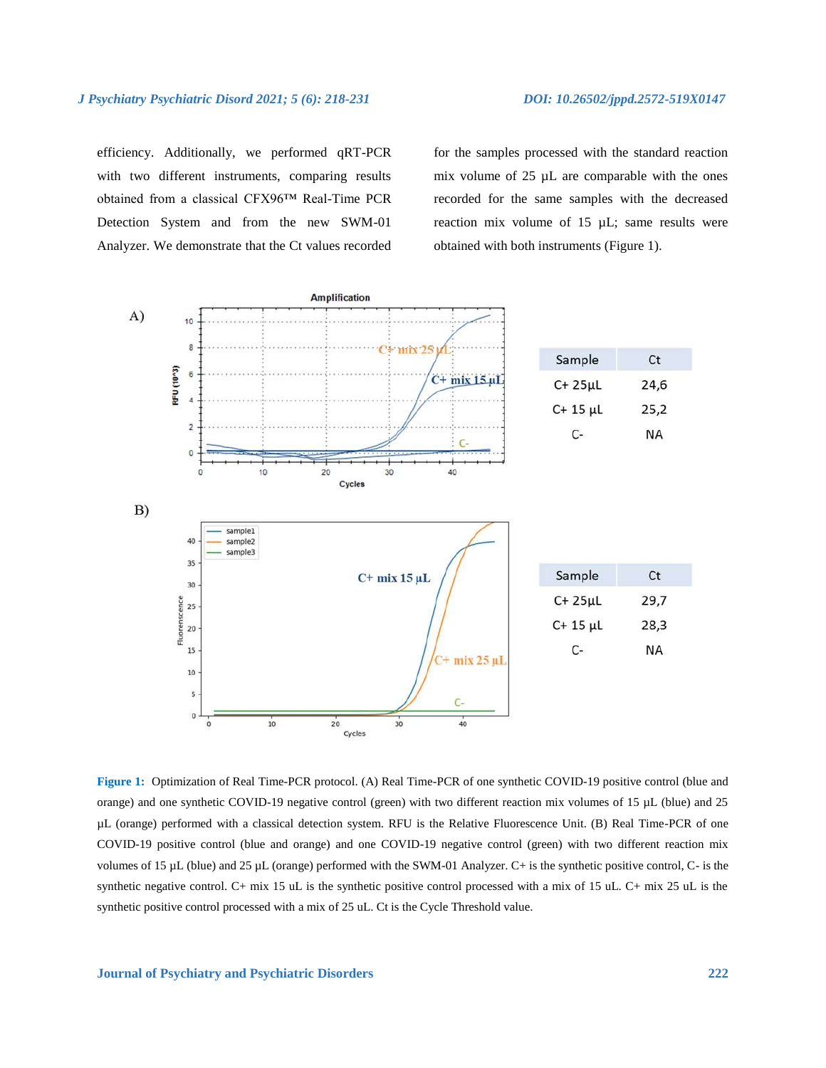efficiency. Additionally, we performed qRT-PCR with two different instruments, comparing results obtained from a classical CFX96™ Real-Time PCR Detection System and from the new SWM-01 Analyzer. We demonstrate that the Ct values recorded for the samples processed with the standard reaction mix volume of 25 µL are comparable with the ones recorded for the same samples with the decreased reaction mix volume of 15 µL; same results were obtained with both instruments (Figure 1).

A)

| Sample | Ct |
|---|---|
| C+ 25µL | 24,6 |
| C+ 15 µL | 25,2 |
| C- | NA |

B)

| Sample | Ct |
|---|---|
| C+ 25µL | 29,7 |
| C+ 15 µL | 28,3 |
| C- | NA |

**Figure 1:** Optimization of Real Time-PCR protocol. (A) Real Time-PCR of one synthetic COVID-19 positive control (blue and orange) and one synthetic COVID-19 negative control (green) with two different reaction mix volumes of 15 µL (blue) and 25 µL (orange) performed with a classical detection system. RFU is the Relative Fluorescence Unit. (B) Real Time-PCR of one COVID-19 positive control (blue and orange) and one COVID-19 negative control (green) with two different reaction mix volumes of 15 µL (blue) and 25 µL (orange) performed with the SWM-01 Analyzer. C+ is the synthetic positive control, C- is the synthetic negative control. C+ mix 15 uL is the synthetic positive control processed with a mix of 15 uL. C+ mix 25 uL is the synthetic positive control processed with a mix of 25 uL. Ct is the Cycle Threshold value.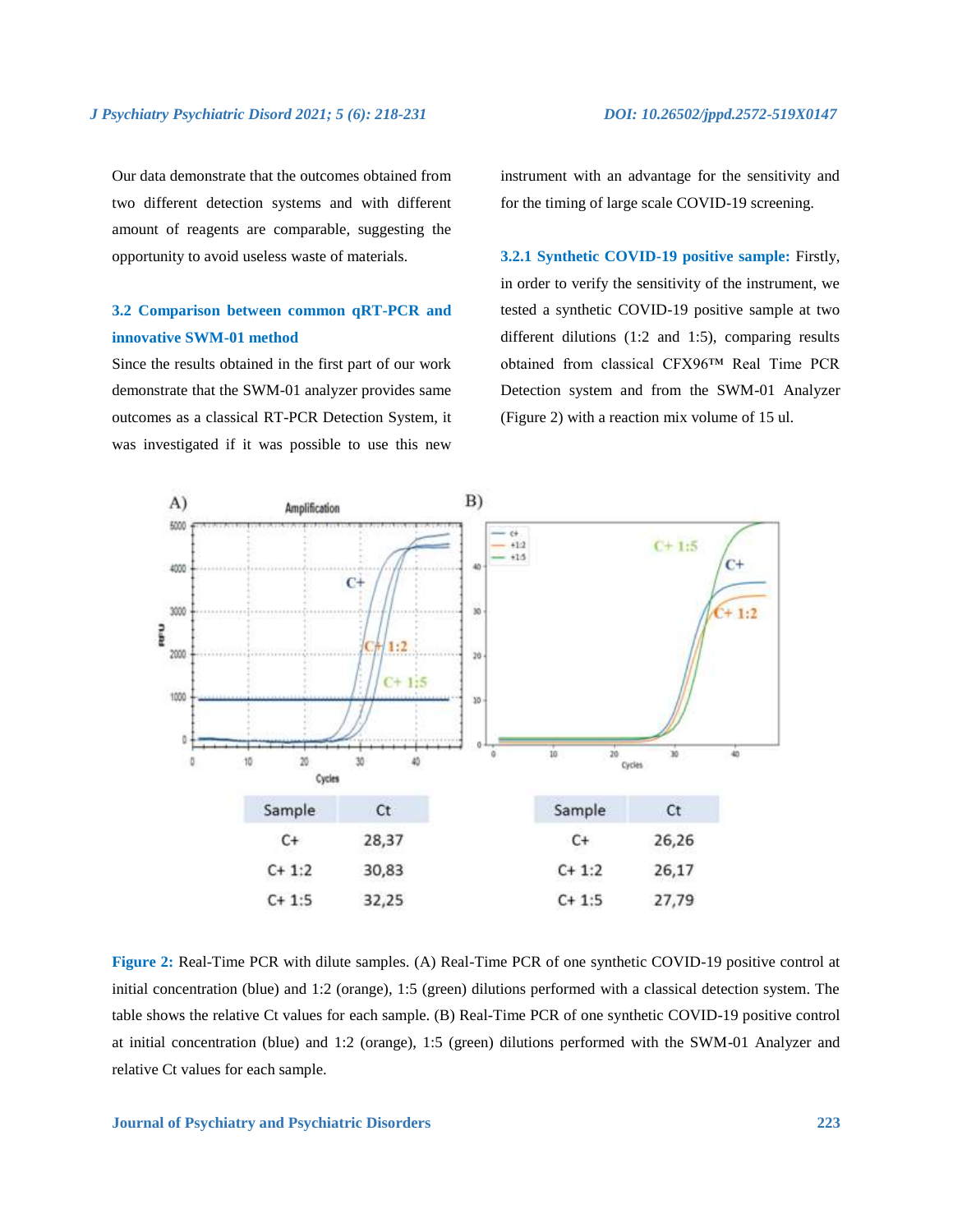Our data demonstrate that the outcomes obtained from two different detection systems and with different amount of reagents are comparable, suggesting the opportunity to avoid useless waste of materials.

### 3.2 Comparison between common qRT-PCR and innovative SWM-01 method

Since the results obtained in the first part of our work demonstrate that the SWM-01 analyzer provides same outcomes as a classical RT-PCR Detection System, it was investigated if it was possible to use this new instrument with an advantage for the sensitivity and for the timing of large scale COVID-19 screening.

**3.2.1 Synthetic COVID-19 positive sample:** Firstly, in order to verify the sensitivity of the instrument, we tested a synthetic COVID-19 positive sample at two different dilutions (1:2 and 1:5), comparing results obtained from classical CFX96™ Real Time PCR Detection system and from the SWM-01 Analyzer (Figure 2) with a reaction mix volume of 15 ul.

A)

| Sample | Ct |
|---|---|
| C+ | 28,37 |
| C+ 1:2 | 30,83 |
| C+ 1:5 | 32,25 |

B)

| Sample | Ct |
|---|---|
| C+ | 26,26 |
| C+ 1:2 | 26,17 |
| C+ 1:5 | 27,79 |

**Figure 2:** Real-Time PCR with dilute samples. (A) Real-Time PCR of one synthetic COVID-19 positive control at initial concentration (blue) and 1:2 (orange), 1:5 (green) dilutions performed with a classical detection system. The table shows the relative Ct values for each sample. (B) Real-Time PCR of one synthetic COVID-19 positive control at initial concentration (blue) and 1:2 (orange), 1:5 (green) dilutions performed with the SWM-01 Analyzer and relative Ct values for each sample.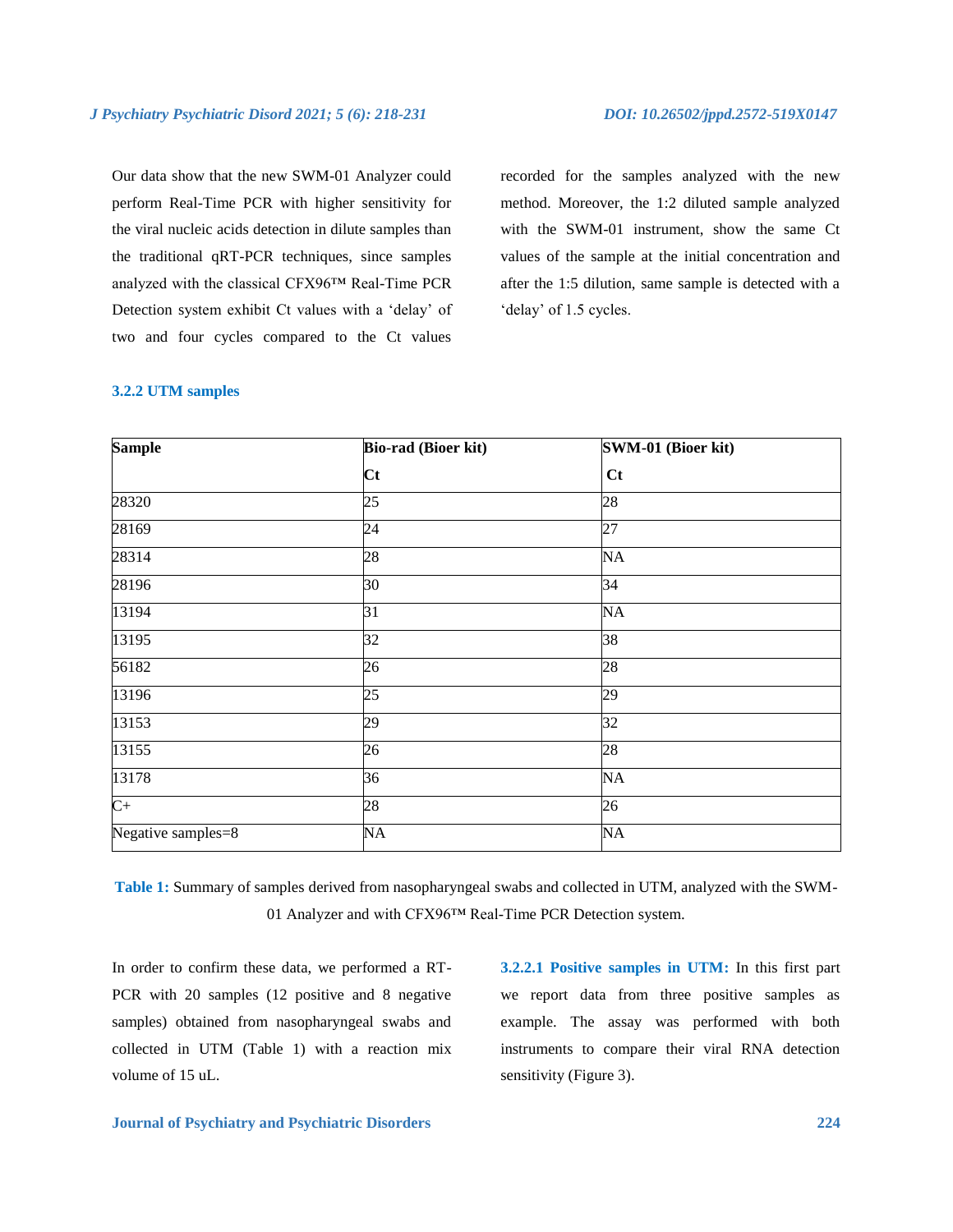Our data show that the new SWM-01 Analyzer could perform Real-Time PCR with higher sensitivity for the viral nucleic acids detection in dilute samples than the traditional qRT-PCR techniques, since samples analyzed with the classical CFX96™ Real-Time PCR Detection system exhibit Ct values with a 'delay' of two and four cycles compared to the Ct values recorded for the samples analyzed with the new method. Moreover, the 1:2 diluted sample analyzed with the SWM-01 instrument, show the same Ct values of the sample at the initial concentration and after the 1:5 dilution, same sample is detected with a 'delay' of 1.5 cycles.

### 3.2.2 UTM samples

| Sample | Bio-rad (Bioer kit) | SWM-01 (Bioer kit) |
|---|---|---|
| | Ct | Ct |
| 28320 | 25 | 28 |
| 28169 | 24 | 27 |
| 28314 | 28 | NA |
| 28196 | 30 | 34 |
| 13194 | 31 | NA |
| 13195 | 32 | 38 |
| 56182 | 26 | 28 |
| 13196 | 25 | 29 |
| 13153 | 29 | 32 |
| 13155 | 26 | 28 |
| 13178 | 36 | NA |
| C+ | 28 | 26 |
| Negative samples=8 | NA | NA |

**Table 1:** Summary of samples derived from nasopharyngeal swabs and collected in UTM, analyzed with the SWM-01 Analyzer and with CFX96™ Real-Time PCR Detection system.

In order to confirm these data, we performed a RT-PCR with 20 samples (12 positive and 8 negative samples) obtained from nasopharyngeal swabs and collected in UTM (Table 1) with a reaction mix volume of 15 uL.

**3.2.2.1 Positive samples in UTM:** In this first part we report data from three positive samples as example. The assay was performed with both instruments to compare their viral RNA detection sensitivity (Figure 3).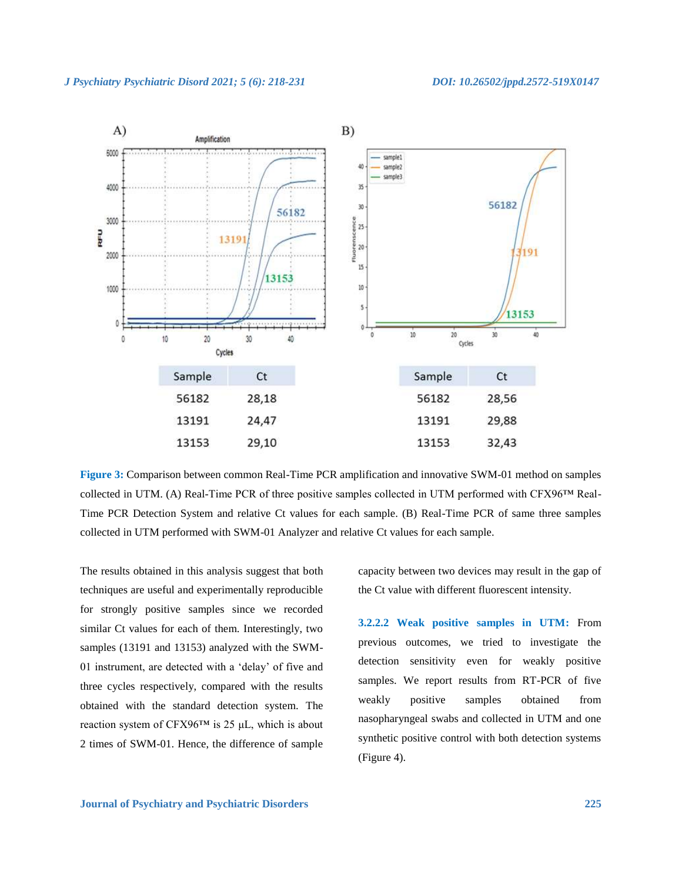A)

| Sample | Ct |
|---|---|
| 56182 | 28,18 |
| 13191 | 24,47 |
| 13153 | 29,10 |

B)

| Sample | Ct |
|---|---|
| 56182 | 28,56 |
| 13191 | 29,88 |
| 13153 | 32,43 |

**Figure 3:** Comparison between common Real-Time PCR amplification and innovative SWM-01 method on samples collected in UTM. (A) Real-Time PCR of three positive samples collected in UTM performed with CFX96™ Real-Time PCR Detection System and relative Ct values for each sample. (B) Real-Time PCR of same three samples collected in UTM performed with SWM-01 Analyzer and relative Ct values for each sample.

The results obtained in this analysis suggest that both techniques are useful and experimentally reproducible for strongly positive samples since we recorded similar Ct values for each of them. Interestingly, two samples (13191 and 13153) analyzed with the SWM-01 instrument, are detected with a 'delay' of five and three cycles respectively, compared with the results obtained with the standard detection system. The reaction system of CFX96™ is 25 μL, which is about 2 times of SWM-01. Hence, the difference of sample capacity between two devices may result in the gap of the Ct value with different fluorescent intensity.

**3.2.2.2 Weak positive samples in UTM:** From previous outcomes, we tried to investigate the detection sensitivity even for weakly positive samples. We report results from RT-PCR of five weakly positive samples obtained from nasopharyngeal swabs and collected in UTM and one synthetic positive control with both detection systems (Figure 4).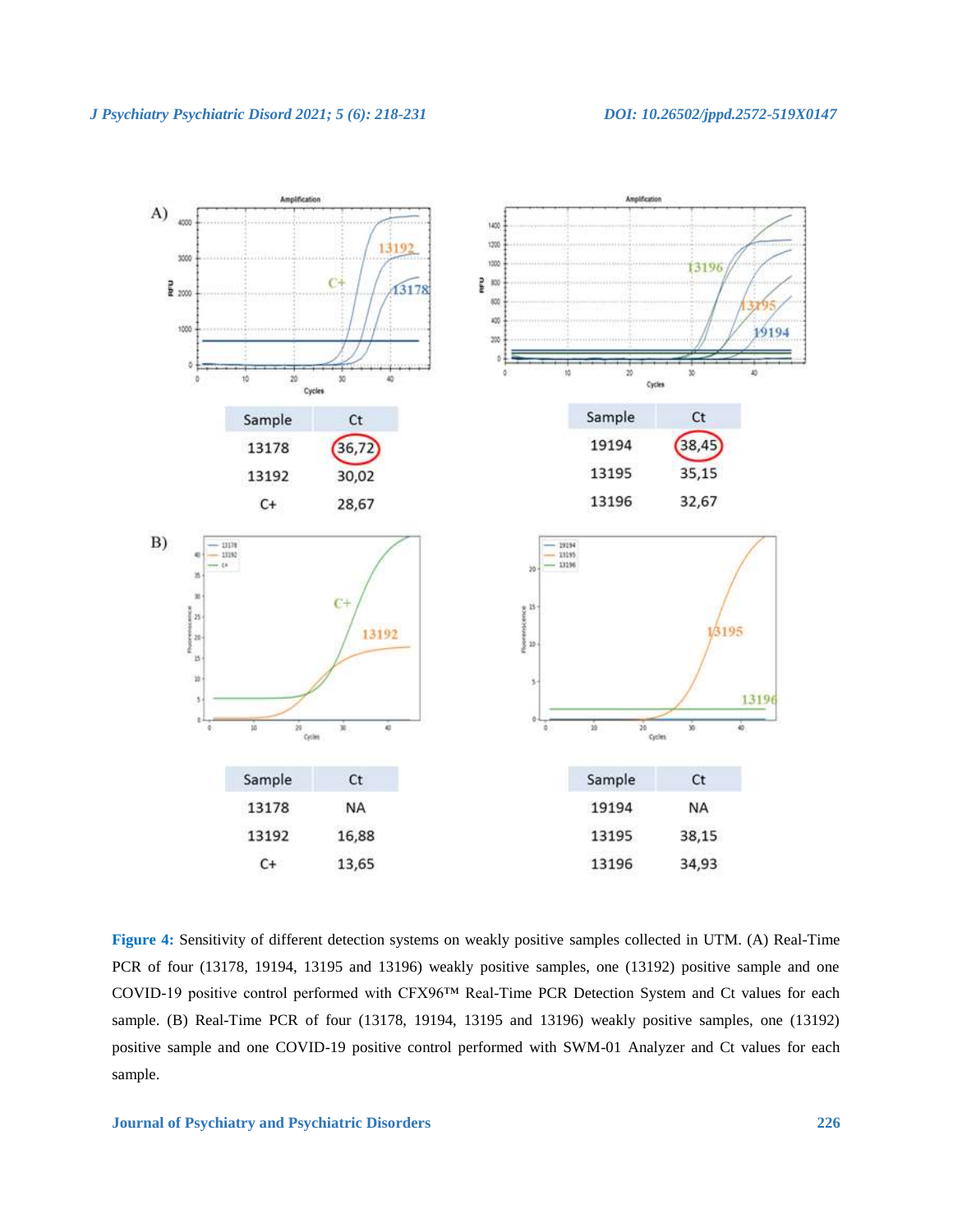A)

| Sample | Ct |
|---|---|
| 13178 | 36,72 |
| 13192 | 30,02 |
| C+ | 28,67 |

| Sample | Ct |
|---|---|
| 19194 | 38,45 |
| 13195 | 35,15 |
| 13196 | 32,67 |

B)

| Sample | Ct |
|---|---|
| 13178 | NA |
| 13192 | 16,88 |
| C+ | 13,65 |

| Sample | Ct |
|---|---|
| 19194 | NA |
| 13195 | 38,15 |
| 13196 | 34,93 |

**Figure 4:** Sensitivity of different detection systems on weakly positive samples collected in UTM. (A) Real-Time PCR of four (13178, 19194, 13195 and 13196) weakly positive samples, one (13192) positive sample and one COVID-19 positive control performed with CFX96™ Real-Time PCR Detection System and Ct values for each sample. (B) Real-Time PCR of four (13178, 19194, 13195 and 13196) weakly positive samples, one (13192) positive sample and one COVID-19 positive control performed with SWM-01 Analyzer and Ct values for each sample.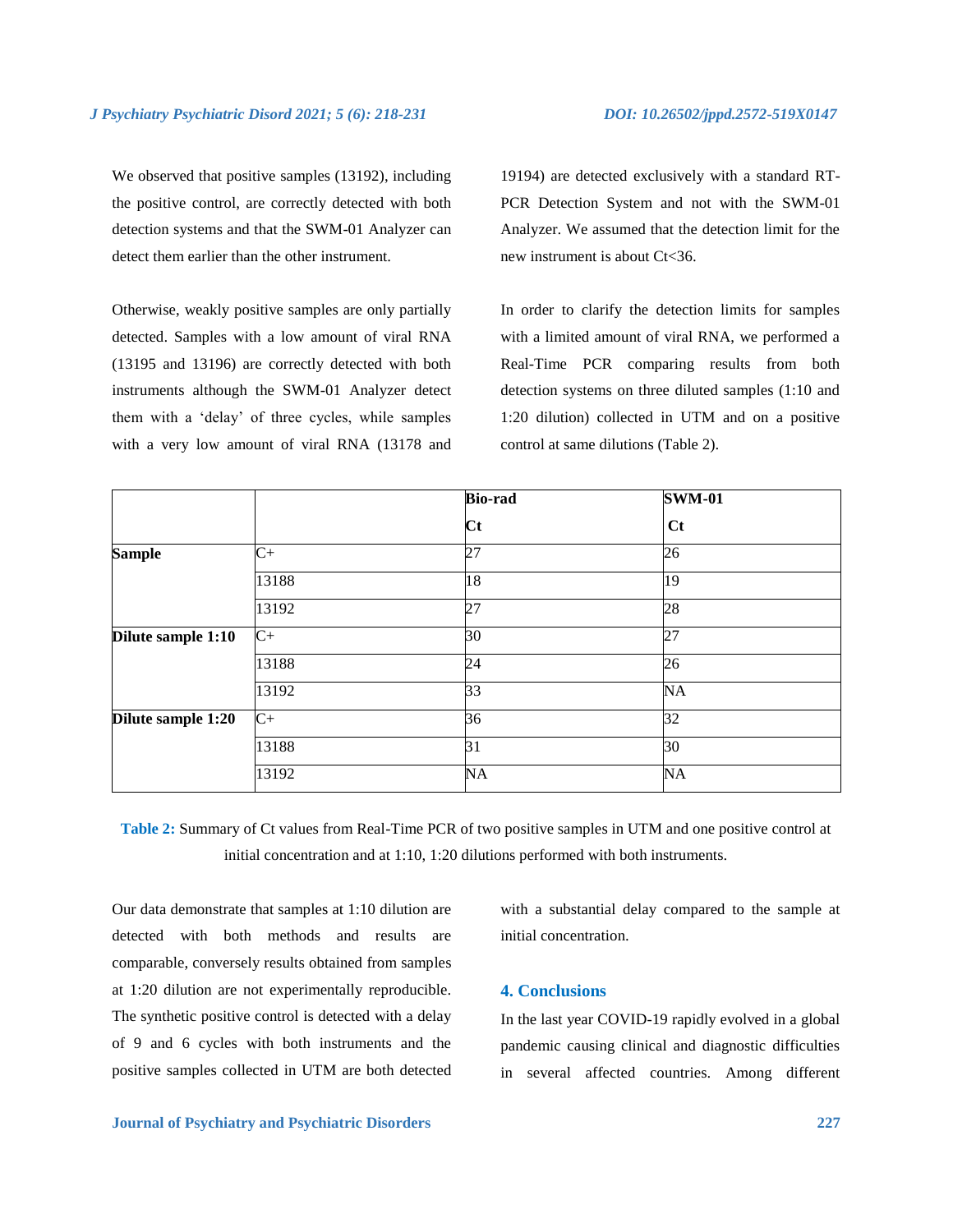We observed that positive samples (13192), including the positive control, are correctly detected with both detection systems and that the SWM-01 Analyzer can detect them earlier than the other instrument.

Otherwise, weakly positive samples are only partially detected. Samples with a low amount of viral RNA (13195 and 13196) are correctly detected with both instruments although the SWM-01 Analyzer detect them with a 'delay' of three cycles, while samples with a very low amount of viral RNA (13178 and 19194) are detected exclusively with a standard RT-PCR Detection System and not with the SWM-01 Analyzer. We assumed that the detection limit for the new instrument is about Ct<36.

In order to clarify the detection limits for samples with a limited amount of viral RNA, we performed a Real-Time PCR comparing results from both detection systems on three diluted samples (1:10 and 1:20 dilution) collected in UTM and on a positive control at same dilutions (Table 2).

| | | **Bio-rad** | **SWM-01** |
|---|---|---|---|
| | | **Ct** | **Ct** |
| **Sample** | C+ | 27 | 26 |
| | 13188 | 18 | 19 |
| | 13192 | 27 | 28 |
| **Dilute sample 1:10** | C+ | 30 | 27 |
| | 13188 | 24 | 26 |
| | 13192 | 33 | NA |
| **Dilute sample 1:20** | C+ | 36 | 32 |
| | 13188 | 31 | 30 |
| | 13192 | NA | NA |

**Table 2:** Summary of Ct values from Real-Time PCR of two positive samples in UTM and one positive control at initial concentration and at 1:10, 1:20 dilutions performed with both instruments.

Our data demonstrate that samples at 1:10 dilution are detected with both methods and results are comparable, conversely results obtained from samples at 1:20 dilution are not experimentally reproducible. The synthetic positive control is detected with a delay of 9 and 6 cycles with both instruments and the positive samples collected in UTM are both detected with a substantial delay compared to the sample at initial concentration.

## 4. Conclusions

In the last year COVID-19 rapidly evolved in a global pandemic causing clinical and diagnostic difficulties in several affected countries. Among different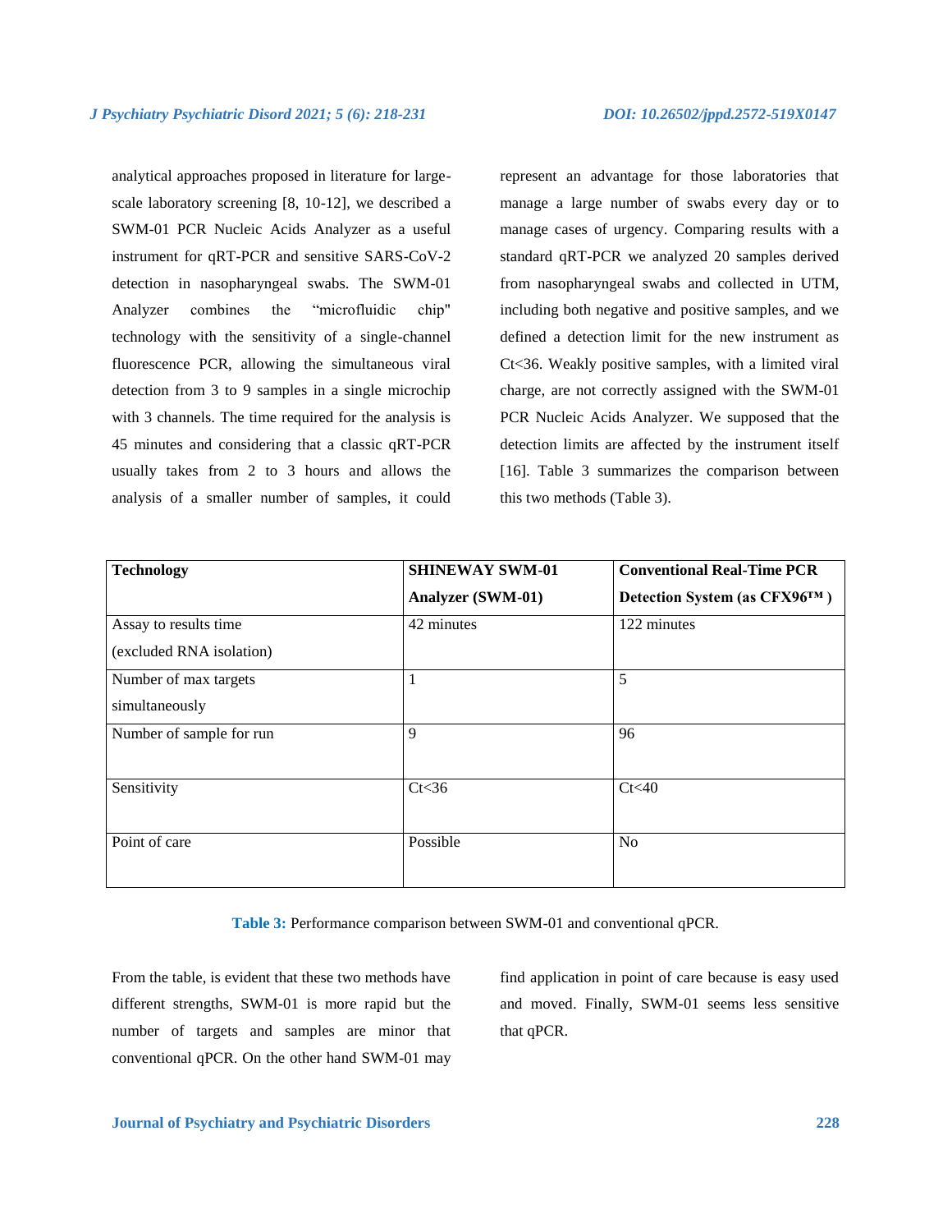analytical approaches proposed in literature for large-scale laboratory screening [8, 10-12], we described a SWM-01 PCR Nucleic Acids Analyzer as a useful instrument for qRT-PCR and sensitive SARS-CoV-2 detection in nasopharyngeal swabs. The SWM-01 Analyzer combines the "microfluidic chip" technology with the sensitivity of a single-channel fluorescence PCR, allowing the simultaneous viral detection from 3 to 9 samples in a single microchip with 3 channels. The time required for the analysis is 45 minutes and considering that a classic qRT-PCR usually takes from 2 to 3 hours and allows the analysis of a smaller number of samples, it could represent an advantage for those laboratories that manage a large number of swabs every day or to manage cases of urgency. Comparing results with a standard qRT-PCR we analyzed 20 samples derived from nasopharyngeal swabs and collected in UTM, including both negative and positive samples, and we defined a detection limit for the new instrument as Ct<36. Weakly positive samples, with a limited viral charge, are not correctly assigned with the SWM-01 PCR Nucleic Acids Analyzer. We supposed that the detection limits are affected by the instrument itself [16]. Table 3 summarizes the comparison between this two methods (Table 3).

| Technology | SHINEWAY SWM-01 Analyzer (SWM-01) | Conventional Real-Time PCR Detection System (as CFX96™ ) |
|---|---|---|
| Assay to results time (excluded RNA isolation) | 42 minutes | 122 minutes |
| Number of max targets simultaneously | 1 | 5 |
| Number of sample for run | 9 | 96 |
| Sensitivity | Ct<36 | Ct<40 |
| Point of care | Possible | No |

**Table 3:** Performance comparison between SWM-01 and conventional qPCR.

From the table, is evident that these two methods have different strengths, SWM-01 is more rapid but the number of targets and samples are minor that conventional qPCR. On the other hand SWM-01 may find application in point of care because is easy used and moved. Finally, SWM-01 seems less sensitive that qPCR.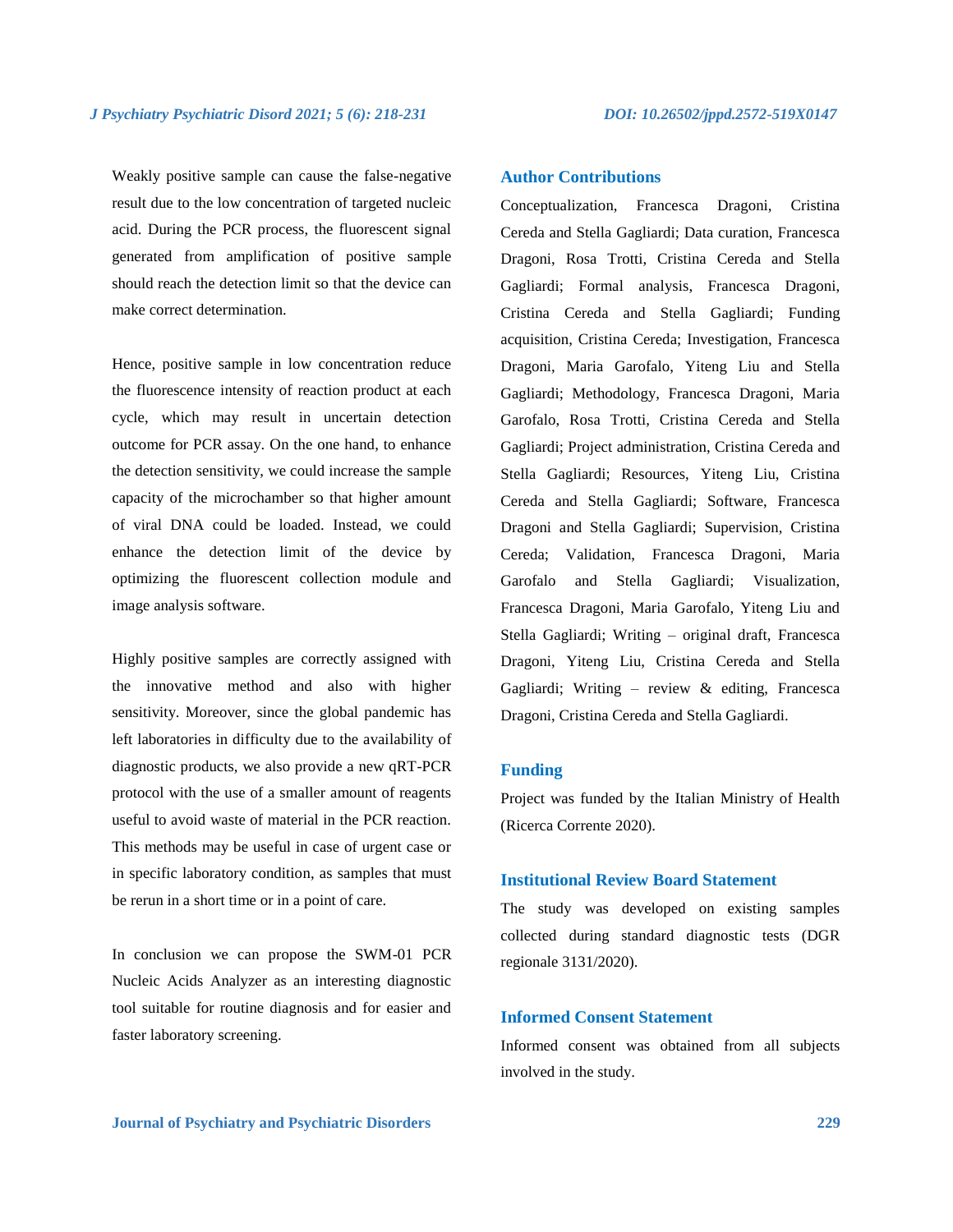Weakly positive sample can cause the false-negative result due to the low concentration of targeted nucleic acid. During the PCR process, the fluorescent signal generated from amplification of positive sample should reach the detection limit so that the device can make correct determination.

Hence, positive sample in low concentration reduce the fluorescence intensity of reaction product at each cycle, which may result in uncertain detection outcome for PCR assay. On the one hand, to enhance the detection sensitivity, we could increase the sample capacity of the microchamber so that higher amount of viral DNA could be loaded. Instead, we could enhance the detection limit of the device by optimizing the fluorescent collection module and image analysis software.

Highly positive samples are correctly assigned with the innovative method and also with higher sensitivity. Moreover, since the global pandemic has left laboratories in difficulty due to the availability of diagnostic products, we also provide a new qRT-PCR protocol with the use of a smaller amount of reagents useful to avoid waste of material in the PCR reaction. This methods may be useful in case of urgent case or in specific laboratory condition, as samples that must be rerun in a short time or in a point of care.

In conclusion we can propose the SWM-01 PCR Nucleic Acids Analyzer as an interesting diagnostic tool suitable for routine diagnosis and for easier and faster laboratory screening.

## Author Contributions

Conceptualization, Francesca Dragoni, Cristina Cereda and Stella Gagliardi; Data curation, Francesca Dragoni, Rosa Trotti, Cristina Cereda and Stella Gagliardi; Formal analysis, Francesca Dragoni, Cristina Cereda and Stella Gagliardi; Funding acquisition, Cristina Cereda; Investigation, Francesca Dragoni, Maria Garofalo, Yiteng Liu and Stella Gagliardi; Methodology, Francesca Dragoni, Maria Garofalo, Rosa Trotti, Cristina Cereda and Stella Gagliardi; Project administration, Cristina Cereda and Stella Gagliardi; Resources, Yiteng Liu, Cristina Cereda and Stella Gagliardi; Software, Francesca Dragoni and Stella Gagliardi; Supervision, Cristina Cereda; Validation, Francesca Dragoni, Maria Garofalo and Stella Gagliardi; Visualization, Francesca Dragoni, Maria Garofalo, Yiteng Liu and Stella Gagliardi; Writing – original draft, Francesca Dragoni, Yiteng Liu, Cristina Cereda and Stella Gagliardi; Writing – review & editing, Francesca Dragoni, Cristina Cereda and Stella Gagliardi.

## Funding

Project was funded by the Italian Ministry of Health (Ricerca Corrente 2020).

## Institutional Review Board Statement

The study was developed on existing samples collected during standard diagnostic tests (DGR regionale 3131/2020).

## Informed Consent Statement

Informed consent was obtained from all subjects involved in the study.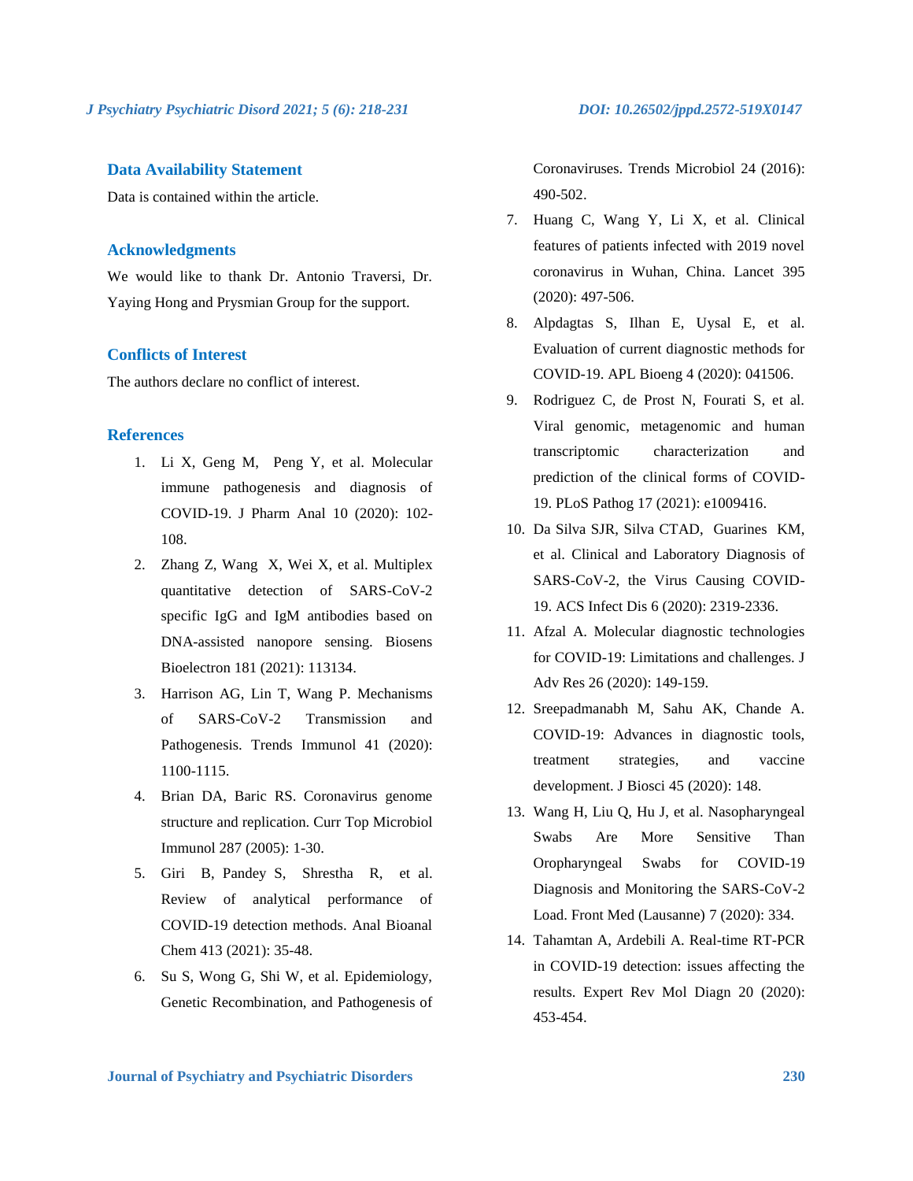## Data Availability Statement

Data is contained within the article.

## Acknowledgments

We would like to thank Dr. Antonio Traversi, Dr. Yaying Hong and Prysmian Group for the support.

## Conflicts of Interest

The authors declare no conflict of interest.

## References

1. Li X, Geng M, Peng Y, et al. Molecular immune pathogenesis and diagnosis of COVID-19. J Pharm Anal 10 (2020): 102-108.
2. Zhang Z, Wang X, Wei X, et al. Multiplex quantitative detection of SARS-CoV-2 specific IgG and IgM antibodies based on DNA-assisted nanopore sensing. Biosens Bioelectron 181 (2021): 113134.
3. Harrison AG, Lin T, Wang P. Mechanisms of SARS-CoV-2 Transmission and Pathogenesis. Trends Immunol 41 (2020): 1100-1115.
4. Brian DA, Baric RS. Coronavirus genome structure and replication. Curr Top Microbiol Immunol 287 (2005): 1-30.
5. Giri B, Pandey S, Shrestha R, et al. Review of analytical performance of COVID-19 detection methods. Anal Bioanal Chem 413 (2021): 35-48.
6. Su S, Wong G, Shi W, et al. Epidemiology, Genetic Recombination, and Pathogenesis of Coronaviruses. Trends Microbiol 24 (2016): 490-502.
7. Huang C, Wang Y, Li X, et al. Clinical features of patients infected with 2019 novel coronavirus in Wuhan, China. Lancet 395 (2020): 497-506.
8. Alpdagtas S, Ilhan E, Uysal E, et al. Evaluation of current diagnostic methods for COVID-19. APL Bioeng 4 (2020): 041506.
9. Rodriguez C, de Prost N, Fourati S, et al. Viral genomic, metagenomic and human transcriptomic characterization and prediction of the clinical forms of COVID-19. PLoS Pathog 17 (2021): e1009416.
10. Da Silva SJR, Silva CTAD, Guarines KM, et al. Clinical and Laboratory Diagnosis of SARS-CoV-2, the Virus Causing COVID-19. ACS Infect Dis 6 (2020): 2319-2336.
11. Afzal A. Molecular diagnostic technologies for COVID-19: Limitations and challenges. J Adv Res 26 (2020): 149-159.
12. Sreepadmanabh M, Sahu AK, Chande A. COVID-19: Advances in diagnostic tools, treatment strategies, and vaccine development. J Biosci 45 (2020): 148.
13. Wang H, Liu Q, Hu J, et al. Nasopharyngeal Swabs Are More Sensitive Than Oropharyngeal Swabs for COVID-19 Diagnosis and Monitoring the SARS-CoV-2 Load. Front Med (Lausanne) 7 (2020): 334.
14. Tahamtan A, Ardebili A. Real-time RT-PCR in COVID-19 detection: issues affecting the results. Expert Rev Mol Diagn 20 (2020): 453-454.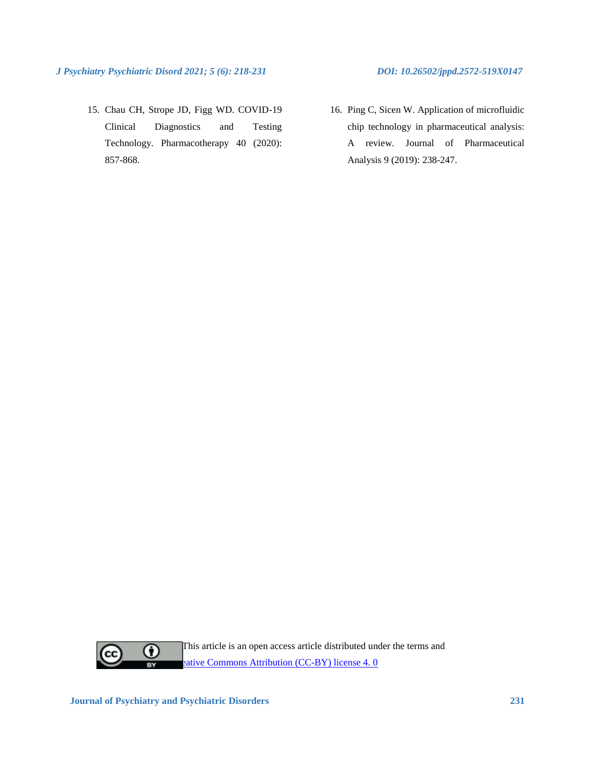15. Chau CH, Strope JD, Figg WD. COVID-19 Clinical Diagnostics and Testing Technology. Pharmacotherapy 40 (2020): 857-868.

16. Ping C, Sicen W. Application of microfluidic chip technology in pharmaceutical analysis: A review. Journal of Pharmaceutical Analysis 9 (2019): 238-247.

This article is an open access article distributed under the terms and eative Commons Attribution (CC-BY) license 4. 0